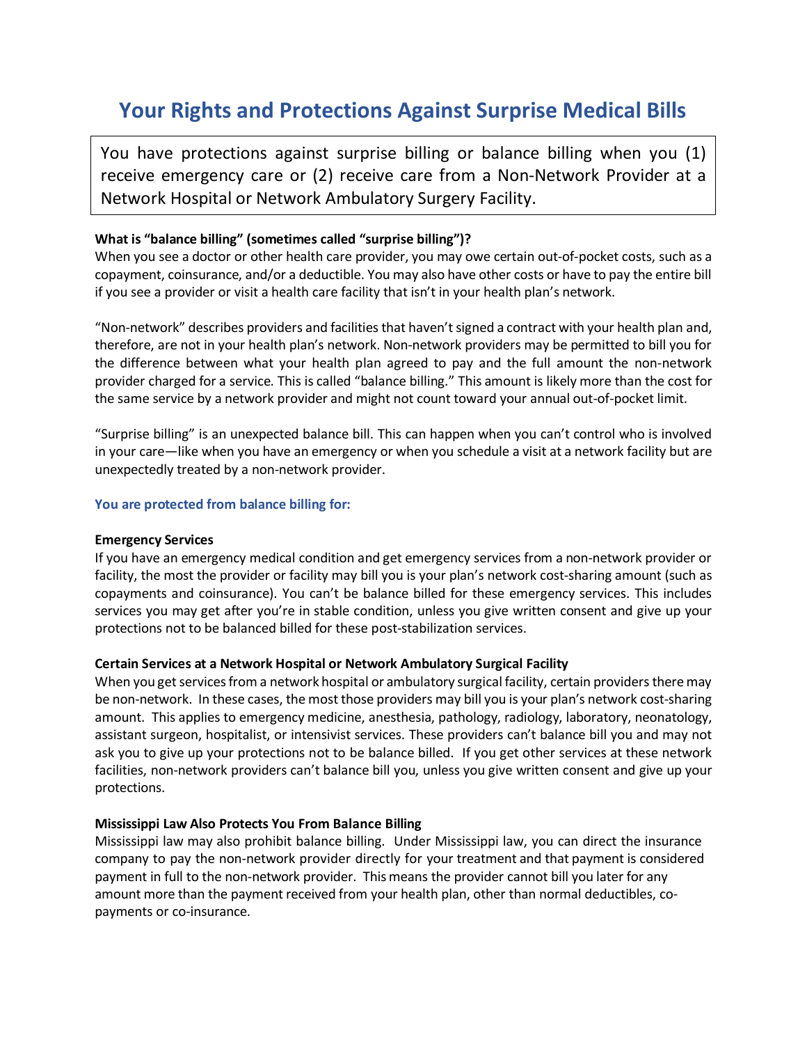# Your Rights and Protections Against Surprise Medical Bills

You have protections against surprise billing or balance billing when you (1) receive emergency care or (2) receive care from a Non-Network Provider at a Network Hospital or Network Ambulatory Surgery Facility.

**What is "balance billing" (sometimes called "surprise billing")?**

When you see a doctor or other health care provider, you may owe certain out-of-pocket costs, such as a copayment, coinsurance, and/or a deductible. You may also have other costs or have to pay the entire bill if you see a provider or visit a health care facility that isn't in your health plan's network.

"Non-network" describes providers and facilities that haven't signed a contract with your health plan and, therefore, are not in your health plan's network. Non-network providers may be permitted to bill you for the difference between what your health plan agreed to pay and the full amount the non-network provider charged for a service. This is called "balance billing." This amount is likely more than the cost for the same service by a network provider and might not count toward your annual out-of-pocket limit.

"Surprise billing" is an unexpected balance bill. This can happen when you can't control who is involved in your care—like when you have an emergency or when you schedule a visit at a network facility but are unexpectedly treated by a non-network provider.

### You are protected from balance billing for:

**Emergency Services**

If you have an emergency medical condition and get emergency services from a non-network provider or facility, the most the provider or facility may bill you is your plan's network cost-sharing amount (such as copayments and coinsurance). You can't be balance billed for these emergency services. This includes services you may get after you're in stable condition, unless you give written consent and give up your protections not to be balanced billed for these post-stabilization services.

**Certain Services at a Network Hospital or Network Ambulatory Surgical Facility**

When you get services from a network hospital or ambulatory surgical facility, certain providers there may be non-network. In these cases, the most those providers may bill you is your plan's network cost-sharing amount. This applies to emergency medicine, anesthesia, pathology, radiology, laboratory, neonatology, assistant surgeon, hospitalist, or intensivist services. These providers can't balance bill you and may not ask you to give up your protections not to be balance billed. If you get other services at these network facilities, non-network providers can't balance bill you, unless you give written consent and give up your protections.

**Mississippi Law Also Protects You From Balance Billing**

Mississippi law may also prohibit balance billing. Under Mississippi law, you can direct the insurance company to pay the non-network provider directly for your treatment and that payment is considered payment in full to the non-network provider. This means the provider cannot bill you later for any amount more than the payment received from your health plan, other than normal deductibles, co-payments or co-insurance.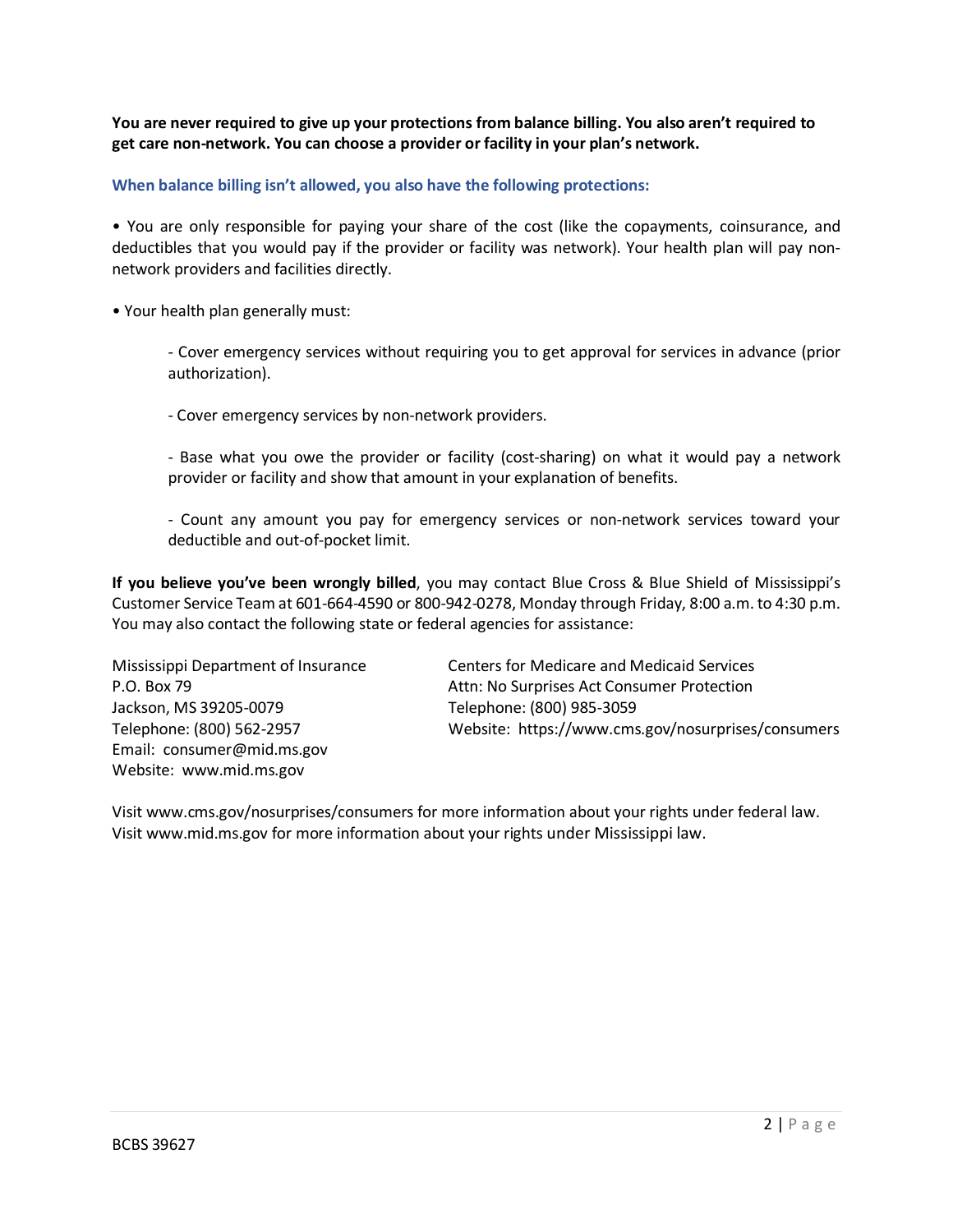**You are never required to give up your protections from balance billing. You also aren't required to get care non-network. You can choose a provider or facility in your plan's network.**

### When balance billing isn't allowed, you also have the following protections:

• You are only responsible for paying your share of the cost (like the copayments, coinsurance, and deductibles that you would pay if the provider or facility was network). Your health plan will pay non-network providers and facilities directly.

• Your health plan generally must:

- Cover emergency services without requiring you to get approval for services in advance (prior authorization).
- Cover emergency services by non-network providers.
- Base what you owe the provider or facility (cost-sharing) on what it would pay a network provider or facility and show that amount in your explanation of benefits.
- Count any amount you pay for emergency services or non-network services toward your deductible and out-of-pocket limit.

**If you believe you've been wrongly billed**, you may contact Blue Cross & Blue Shield of Mississippi's Customer Service Team at 601-664-4590 or 800-942-0278, Monday through Friday, 8:00 a.m. to 4:30 p.m. You may also contact the following state or federal agencies for assistance:

Mississippi Department of Insurance
P.O. Box 79
Jackson, MS 39205-0079
Telephone: (800) 562-2957
Email: consumer@mid.ms.gov
Website: www.mid.ms.gov

Centers for Medicare and Medicaid Services
Attn: No Surprises Act Consumer Protection
Telephone: (800) 985-3059
Website: https://www.cms.gov/nosurprises/consumers

Visit www.cms.gov/nosurprises/consumers for more information about your rights under federal law.
Visit www.mid.ms.gov for more information about your rights under Mississippi law.

BCBS 39627